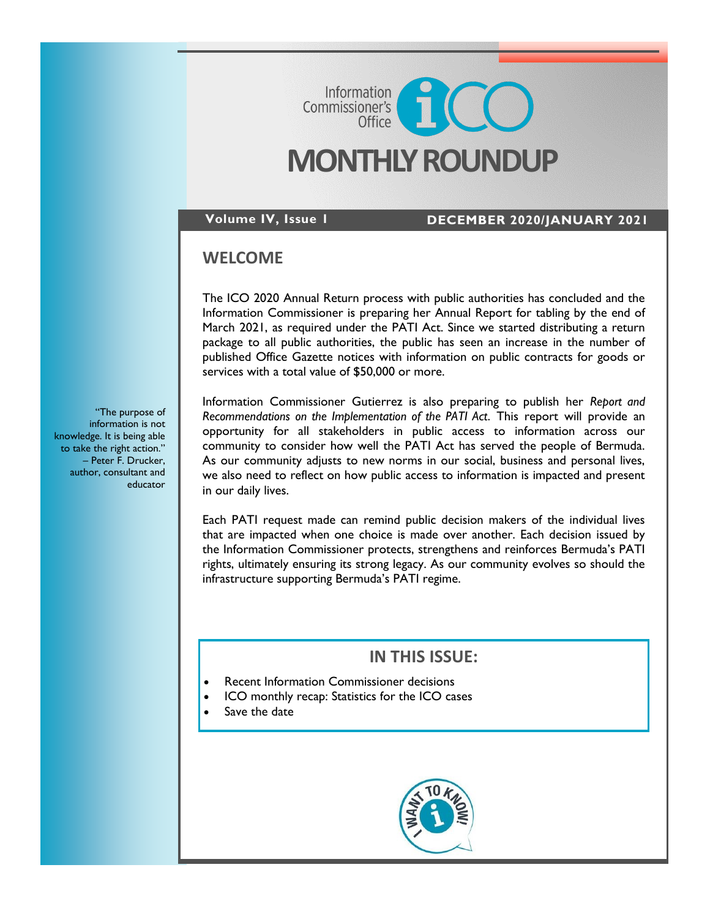Information Commissioner's Office

# MONTHLY ROUNDUP

**Volume IV, Issue 1** **DECEMBER 2020/JANUARY 2021**

## WELCOME

The ICO 2020 Annual Return process with public authorities has concluded and the Information Commissioner is preparing her Annual Report for tabling by the end of March 2021, as required under the PATI Act. Since we started distributing a return package to all public authorities, the public has seen an increase in the number of published Office Gazette notices with information on public contracts for goods or services with a total value of $50,000 or more.

Information Commissioner Gutierrez is also preparing to publish her *Report and Recommendations on the Implementation of the PATI Act*. This report will provide an opportunity for all stakeholders in public access to information across our community to consider how well the PATI Act has served the people of Bermuda. As our community adjusts to new norms in our social, business and personal lives, we also need to reflect on how public access to information is impacted and present in our daily lives.

Each PATI request made can remind public decision makers of the individual lives that are impacted when one choice is made over another. Each decision issued by the Information Commissioner protects, strengthens and reinforces Bermuda's PATI rights, ultimately ensuring its strong legacy. As our community evolves so should the infrastructure supporting Bermuda's PATI regime.

"The purpose of information is not knowledge. It is being able to take the right action." – Peter F. Drucker, author, consultant and educator

## IN THIS ISSUE:

- Recent Information Commissioner decisions
- ICO monthly recap: Statistics for the ICO cases
- Save the date

I WANT TO KNOW!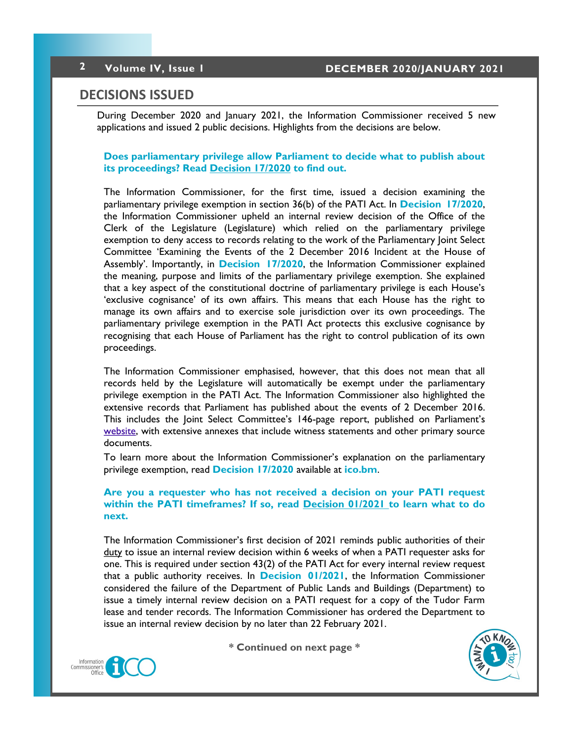## DECISIONS ISSUED

During December 2020 and January 2021, the Information Commissioner received 5 new applications and issued 2 public decisions. Highlights from the decisions are below.

**Does parliamentary privilege allow Parliament to decide what to publish about its proceedings? Read Decision 17/2020 to find out.**

The Information Commissioner, for the first time, issued a decision examining the parliamentary privilege exemption in section 36(b) of the PATI Act. In **Decision 17/2020**, the Information Commissioner upheld an internal review decision of the Office of the Clerk of the Legislature (Legislature) which relied on the parliamentary privilege exemption to deny access to records relating to the work of the Parliamentary Joint Select Committee 'Examining the Events of the 2 December 2016 Incident at the House of Assembly'. Importantly, in **Decision 17/2020**, the Information Commissioner explained the meaning, purpose and limits of the parliamentary privilege exemption. She explained that a key aspect of the constitutional doctrine of parliamentary privilege is each House's 'exclusive cognisance' of its own affairs. This means that each House has the right to manage its own affairs and to exercise sole jurisdiction over its own proceedings. The parliamentary privilege exemption in the PATI Act protects this exclusive cognisance by recognising that each House of Parliament has the right to control publication of its own proceedings.

The Information Commissioner emphasised, however, that this does not mean that all records held by the Legislature will automatically be exempt under the parliamentary privilege exemption in the PATI Act. The Information Commissioner also highlighted the extensive records that Parliament has published about the events of 2 December 2016. This includes the Joint Select Committee's 146-page report, published on Parliament's website, with extensive annexes that include witness statements and other primary source documents.

To learn more about the Information Commissioner's explanation on the parliamentary privilege exemption, read **Decision 17/2020** available at **ico.bm**.

**Are you a requester who has not received a decision on your PATI request within the PATI timeframes? If so, read Decision 01/2021 to learn what to do next.**

The Information Commissioner's first decision of 2021 reminds public authorities of their duty to issue an internal review decision within 6 weeks of when a PATI requester asks for one. This is required under section 43(2) of the PATI Act for every internal review request that a public authority receives. In **Decision 01/2021**, the Information Commissioner considered the failure of the Department of Public Lands and Buildings (Department) to issue a timely internal review decision on a PATI request for a copy of the Tudor Farm lease and tender records. The Information Commissioner has ordered the Department to issue an internal review decision by no later than 22 February 2021.

**\* Continued on next page \***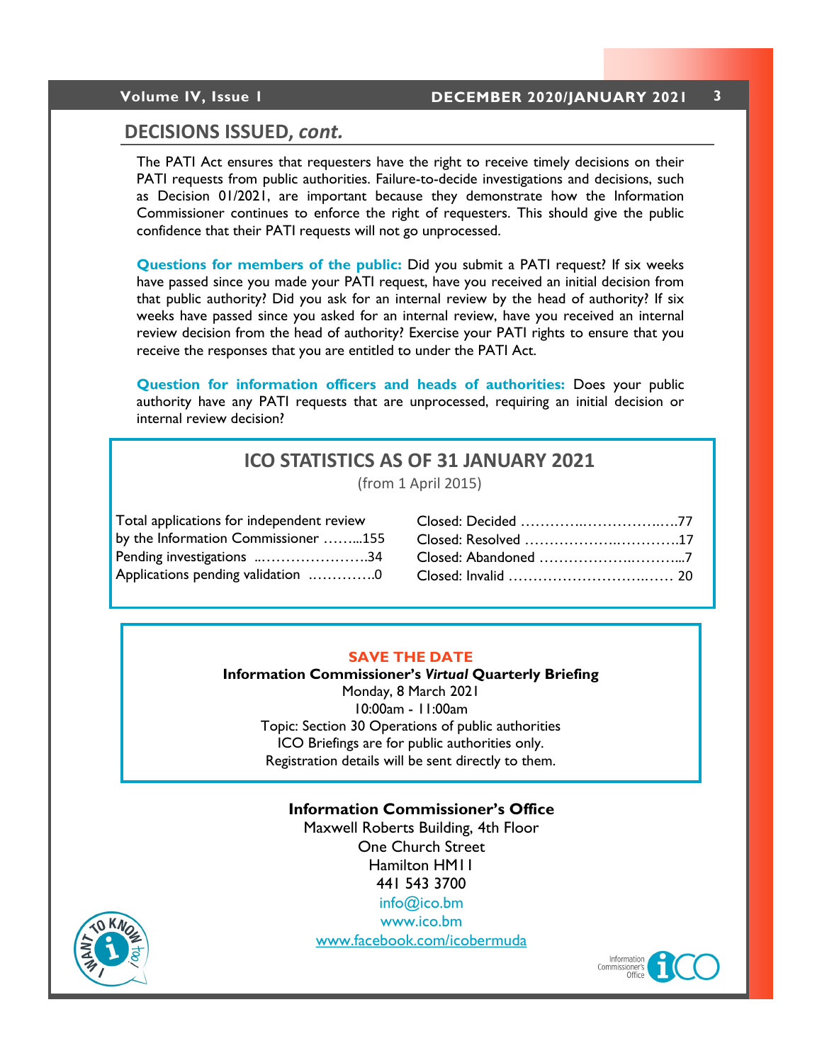## DECISIONS ISSUED, *cont.*

The PATI Act ensures that requesters have the right to receive timely decisions on their PATI requests from public authorities. Failure-to-decide investigations and decisions, such as Decision 01/2021, are important because they demonstrate how the Information Commissioner continues to enforce the right of requesters. This should give the public confidence that their PATI requests will not go unprocessed.

**Questions for members of the public:** Did you submit a PATI request? If six weeks have passed since you made your PATI request, have you received an initial decision from that public authority? Did you ask for an internal review by the head of authority? If six weeks have passed since you asked for an internal review, have you received an internal review decision from the head of authority? Exercise your PATI rights to ensure that you receive the responses that you are entitled to under the PATI Act.

**Question for information officers and heads of authorities:** Does your public authority have any PATI requests that are unprocessed, requiring an initial decision or internal review decision?

## ICO STATISTICS AS OF 31 JANUARY 2021

(from 1 April 2015)

Total applications for independent review by the Information Commissioner ……...155
Pending investigations ..………………….34
Applications pending validation .………….0

Closed: Decided ………….……………..….77
Closed: Resolved ……………….………….17
Closed: Abandoned ………………..……...7
Closed: Invalid ……………………….…… 20

**SAVE THE DATE**

**Information Commissioner's *Virtual* Quarterly Briefing**
Monday, 8 March 2021
10:00am - 11:00am
Topic: Section 30 Operations of public authorities
ICO Briefings are for public authorities only.
Registration details will be sent directly to them.

**Information Commissioner's Office**
Maxwell Roberts Building, 4th Floor
One Church Street
Hamilton HM11
441 543 3700
info@ico.bm
www.ico.bm
www.facebook.com/icobermuda